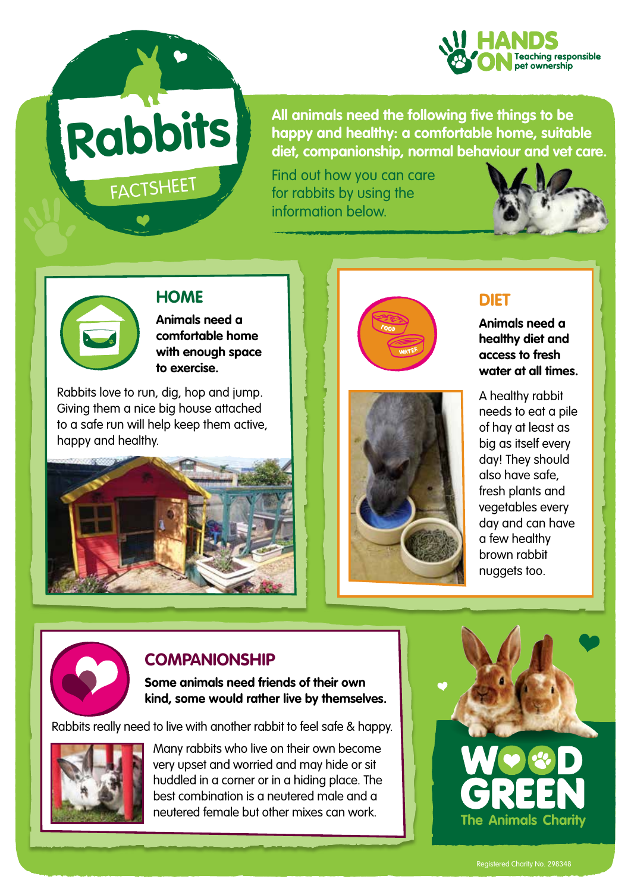# Rabbits

FACTSHEET

HANDS ON
Teaching responsible pet ownership

**All animals need the following five things to be happy and healthy: a comfortable home, suitable diet, companionship, normal behaviour and vet care.**

Find out how you can care for rabbits by using the information below.

## HOME

**Animals need a comfortable home with enough space to exercise.**

Rabbits love to run, dig, hop and jump. Giving them a nice big house attached to a safe run will help keep them active, happy and healthy.

## DIET

**Animals need a healthy diet and access to fresh water at all times.**

A healthy rabbit needs to eat a pile of hay at least as big as itself every day! They should also have safe, fresh plants and vegetables every day and can have a few healthy brown rabbit nuggets too.

## COMPANIONSHIP

**Some animals need friends of their own kind, some would rather live by themselves.**

Rabbits really need to live with another rabbit to feel safe & happy.

Many rabbits who live on their own become very upset and worried and may hide or sit huddled in a corner or in a hiding place. The best combination is a neutered male and a neutered female but other mixes can work.

WOOD GREEN
The Animals Charity

Registered Charity No. 298348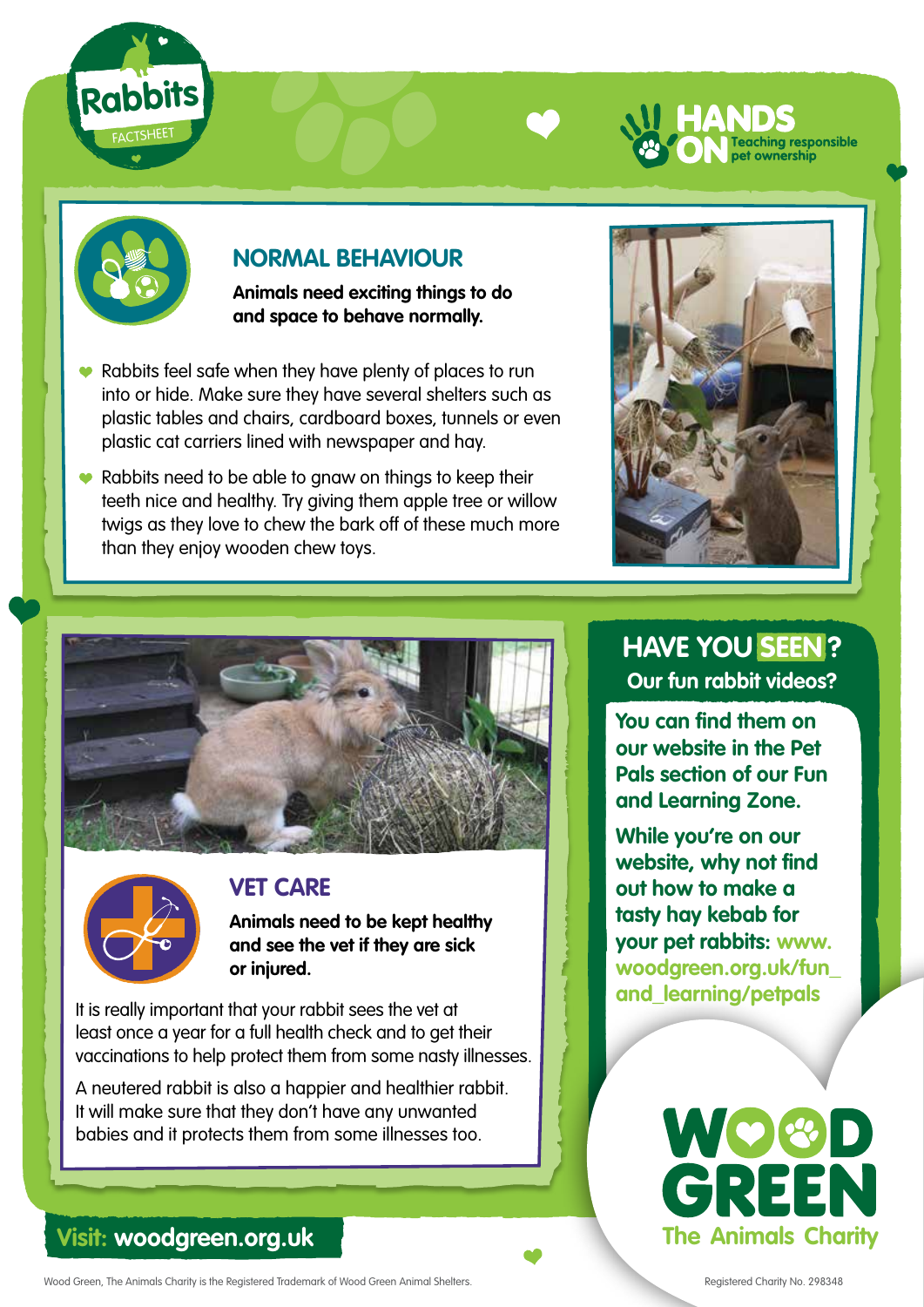# Rabbits

FACTSHEET

HANDS ON Teaching responsible pet ownership

## NORMAL BEHAVIOUR

**Animals need exciting things to do and space to behave normally.**

- Rabbits feel safe when they have plenty of places to run into or hide. Make sure they have several shelters such as plastic tables and chairs, cardboard boxes, tunnels or even plastic cat carriers lined with newspaper and hay.
- Rabbits need to be able to gnaw on things to keep their teeth nice and healthy. Try giving them apple tree or willow twigs as they love to chew the bark off of these much more than they enjoy wooden chew toys.

## VET CARE

**Animals need to be kept healthy and see the vet if they are sick or injured.**

It is really important that your rabbit sees the vet at least once a year for a full health check and to get their vaccinations to help protect them from some nasty illnesses.

A neutered rabbit is also a happier and healthier rabbit. It will make sure that they don't have any unwanted babies and it protects them from some illnesses too.

## HAVE YOU SEEN?

**Our fun rabbit videos?**

**You can find them on our website in the Pet Pals section of our Fun and Learning Zone.**

**While you're on our website, why not find out how to make a tasty hay kebab for your pet rabbits: www.woodgreen.org.uk/fun_and_learning/petpals**

**Visit: woodgreen.org.uk**

WOOD GREEN The Animals Charity

Wood Green, The Animals Charity is the Registered Trademark of Wood Green Animal Shelters.

Registered Charity No. 298348